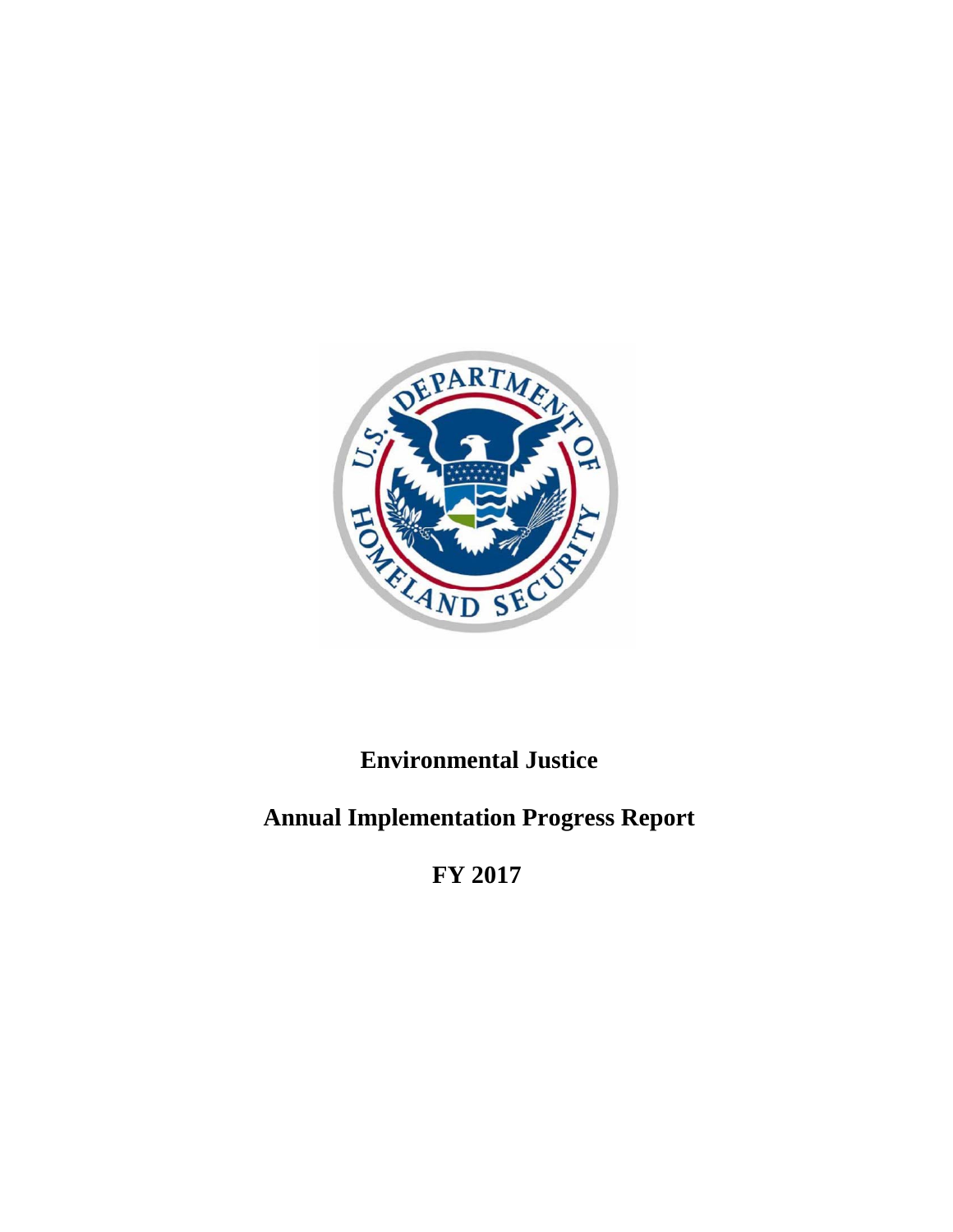# Environmental Justice

# Annual Implementation Progress Report

# FY 2017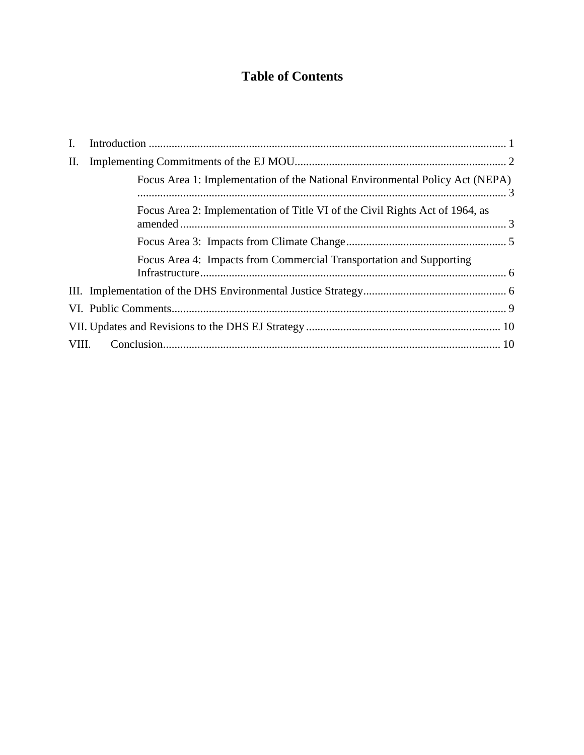# Table of Contents

I. Introduction ........................................................................................................................ 1

II. Implementing Commitments of the EJ MOU......................................................................... 2

Focus Area 1: Implementation of the National Environmental Policy Act (NEPA) ................................................................................................................................. 3

Focus Area 2: Implementation of Title VI of the Civil Rights Act of 1964, as amended ................................................................................................................. 3

Focus Area 3: Impacts from Climate Change........................................................ 5

Focus Area 4: Impacts from Commercial Transportation and Supporting Infrastructure.......................................................................................................... 6

III. Implementation of the DHS Environmental Justice Strategy.................................................. 6

VI. Public Comments.................................................................................................................... 9

VII. Updates and Revisions to the DHS EJ Strategy.................................................................... 10

VIII. Conclusion.......................................................................................................................... 10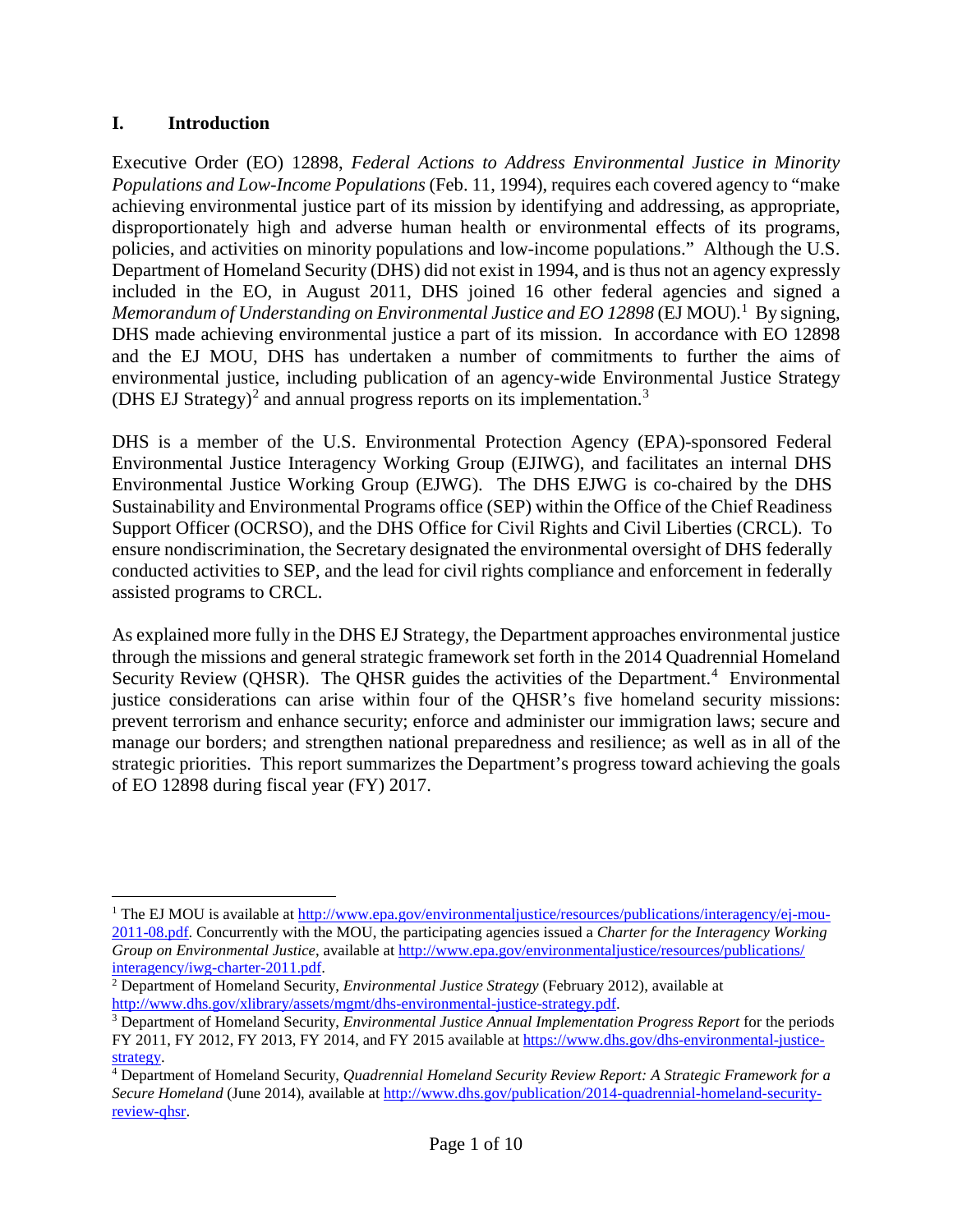## I. Introduction

Executive Order (EO) 12898, *Federal Actions to Address Environmental Justice in Minority Populations and Low-Income Populations* (Feb. 11, 1994), requires each covered agency to "make achieving environmental justice part of its mission by identifying and addressing, as appropriate, disproportionately high and adverse human health or environmental effects of its programs, policies, and activities on minority populations and low-income populations." Although the U.S. Department of Homeland Security (DHS) did not exist in 1994, and is thus not an agency expressly included in the EO, in August 2011, DHS joined 16 other federal agencies and signed a *Memorandum of Understanding on Environmental Justice and EO 12898* (EJ MOU).[1] By signing, DHS made achieving environmental justice a part of its mission. In accordance with EO 12898 and the EJ MOU, DHS has undertaken a number of commitments to further the aims of environmental justice, including publication of an agency-wide Environmental Justice Strategy (DHS EJ Strategy)[2] and annual progress reports on its implementation.[3]

DHS is a member of the U.S. Environmental Protection Agency (EPA)-sponsored Federal Environmental Justice Interagency Working Group (EJIWG), and facilitates an internal DHS Environmental Justice Working Group (EJWG). The DHS EJWG is co-chaired by the DHS Sustainability and Environmental Programs office (SEP) within the Office of the Chief Readiness Support Officer (OCRSO), and the DHS Office for Civil Rights and Civil Liberties (CRCL). To ensure nondiscrimination, the Secretary designated the environmental oversight of DHS federally conducted activities to SEP, and the lead for civil rights compliance and enforcement in federally assisted programs to CRCL.

As explained more fully in the DHS EJ Strategy, the Department approaches environmental justice through the missions and general strategic framework set forth in the 2014 Quadrennial Homeland Security Review (QHSR). The QHSR guides the activities of the Department.[4] Environmental justice considerations can arise within four of the QHSR's five homeland security missions: prevent terrorism and enhance security; enforce and administer our immigration laws; secure and manage our borders; and strengthen national preparedness and resilience; as well as in all of the strategic priorities. This report summarizes the Department's progress toward achieving the goals of EO 12898 during fiscal year (FY) 2017.

---

[1] The EJ MOU is available at http://www.epa.gov/environmentaljustice/resources/publications/interagency/ej-mou-2011-08.pdf. Concurrently with the MOU, the participating agencies issued a *Charter for the Interagency Working Group on Environmental Justice*, available at http://www.epa.gov/environmentaljustice/resources/publications/interagency/iwg-charter-2011.pdf.

[2] Department of Homeland Security, *Environmental Justice Strategy* (February 2012), available at http://www.dhs.gov/xlibrary/assets/mgmt/dhs-environmental-justice-strategy.pdf.

[3] Department of Homeland Security, *Environmental Justice Annual Implementation Progress Report* for the periods FY 2011, FY 2012, FY 2013, FY 2014, and FY 2015 available at https://www.dhs.gov/dhs-environmental-justice-strategy.

[4] Department of Homeland Security, *Quadrennial Homeland Security Review Report: A Strategic Framework for a Secure Homeland* (June 2014), available at http://www.dhs.gov/publication/2014-quadrennial-homeland-security-review-qhsr.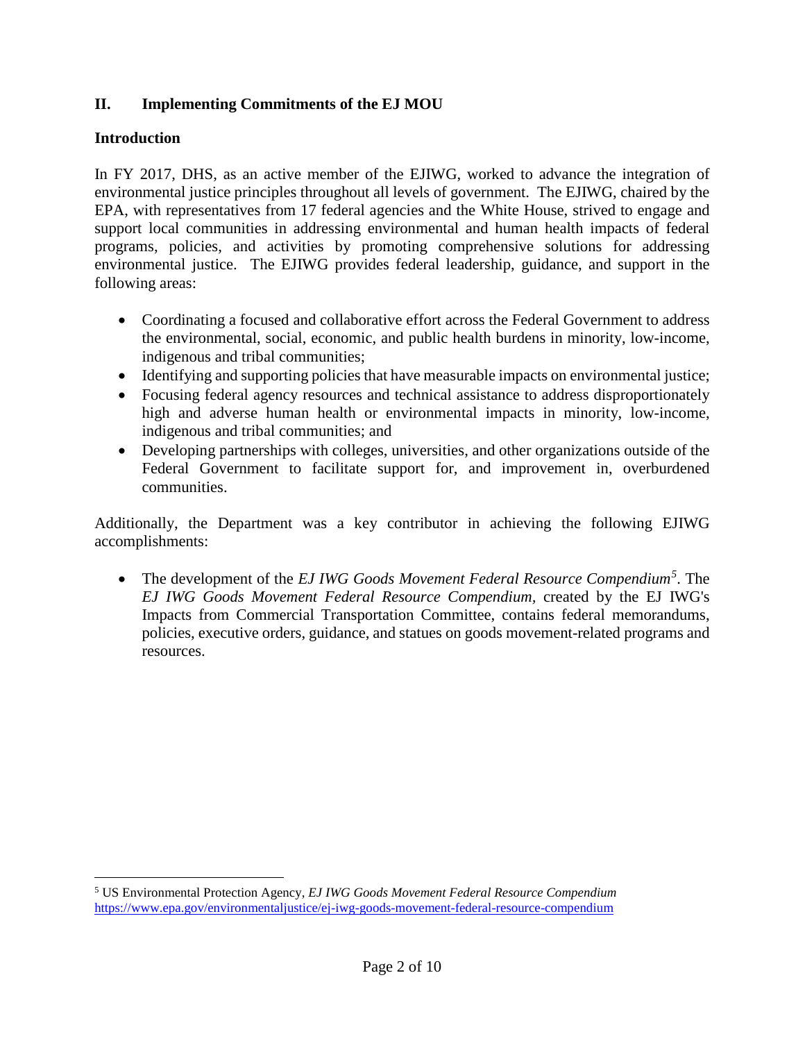## II. Implementing Commitments of the EJ MOU

### Introduction

In FY 2017, DHS, as an active member of the EJIWG, worked to advance the integration of environmental justice principles throughout all levels of government. The EJIWG, chaired by the EPA, with representatives from 17 federal agencies and the White House, strived to engage and support local communities in addressing environmental and human health impacts of federal programs, policies, and activities by promoting comprehensive solutions for addressing environmental justice. The EJIWG provides federal leadership, guidance, and support in the following areas:

- Coordinating a focused and collaborative effort across the Federal Government to address the environmental, social, economic, and public health burdens in minority, low-income, indigenous and tribal communities;
- Identifying and supporting policies that have measurable impacts on environmental justice;
- Focusing federal agency resources and technical assistance to address disproportionately high and adverse human health or environmental impacts in minority, low-income, indigenous and tribal communities; and
- Developing partnerships with colleges, universities, and other organizations outside of the Federal Government to facilitate support for, and improvement in, overburdened communities.

Additionally, the Department was a key contributor in achieving the following EJIWG accomplishments:

- The development of the *EJ IWG Goods Movement Federal Resource Compendium*[5]. The *EJ IWG Goods Movement Federal Resource Compendium*, created by the EJ IWG's Impacts from Commercial Transportation Committee, contains federal memorandums, policies, executive orders, guidance, and statues on goods movement-related programs and resources.

---

[5] US Environmental Protection Agency, *EJ IWG Goods Movement Federal Resource Compendium* https://www.epa.gov/environmentaljustice/ej-iwg-goods-movement-federal-resource-compendium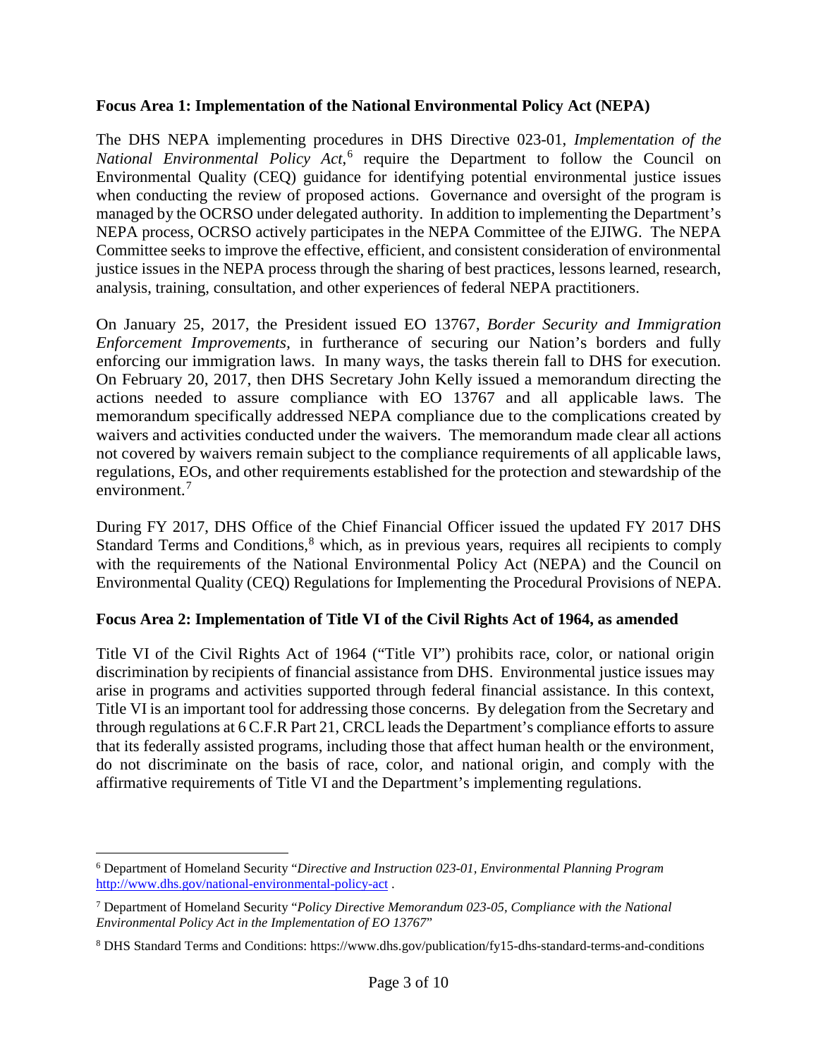**Focus Area 1: Implementation of the National Environmental Policy Act (NEPA)**

The DHS NEPA implementing procedures in DHS Directive 023-01, *Implementation of the National Environmental Policy Act*,[6] require the Department to follow the Council on Environmental Quality (CEQ) guidance for identifying potential environmental justice issues when conducting the review of proposed actions. Governance and oversight of the program is managed by the OCRSO under delegated authority. In addition to implementing the Department's NEPA process, OCRSO actively participates in the NEPA Committee of the EJIWG. The NEPA Committee seeks to improve the effective, efficient, and consistent consideration of environmental justice issues in the NEPA process through the sharing of best practices, lessons learned, research, analysis, training, consultation, and other experiences of federal NEPA practitioners.

On January 25, 2017, the President issued EO 13767, *Border Security and Immigration Enforcement Improvements,* in furtherance of securing our Nation's borders and fully enforcing our immigration laws. In many ways, the tasks therein fall to DHS for execution. On February 20, 2017, then DHS Secretary John Kelly issued a memorandum directing the actions needed to assure compliance with EO 13767 and all applicable laws. The memorandum specifically addressed NEPA compliance due to the complications created by waivers and activities conducted under the waivers. The memorandum made clear all actions not covered by waivers remain subject to the compliance requirements of all applicable laws, regulations, EOs, and other requirements established for the protection and stewardship of the environment.[7]

During FY 2017, DHS Office of the Chief Financial Officer issued the updated FY 2017 DHS Standard Terms and Conditions,[8] which, as in previous years, requires all recipients to comply with the requirements of the National Environmental Policy Act (NEPA) and the Council on Environmental Quality (CEQ) Regulations for Implementing the Procedural Provisions of NEPA.

**Focus Area 2: Implementation of Title VI of the Civil Rights Act of 1964, as amended**

Title VI of the Civil Rights Act of 1964 ("Title VI") prohibits race, color, or national origin discrimination by recipients of financial assistance from DHS. Environmental justice issues may arise in programs and activities supported through federal financial assistance. In this context, Title VI is an important tool for addressing those concerns. By delegation from the Secretary and through regulations at 6 C.F.R Part 21, CRCL leads the Department's compliance efforts to assure that its federally assisted programs, including those that affect human health or the environment, do not discriminate on the basis of race, color, and national origin, and comply with the affirmative requirements of Title VI and the Department's implementing regulations.

---

[6] Department of Homeland Security "*Directive and Instruction 023-01, Environmental Planning Program* http://www.dhs.gov/national-environmental-policy-act .

[7] Department of Homeland Security "*Policy Directive Memorandum 023-05, Compliance with the National Environmental Policy Act in the Implementation of EO 13767*"

[8] DHS Standard Terms and Conditions: https://www.dhs.gov/publication/fy15-dhs-standard-terms-and-conditions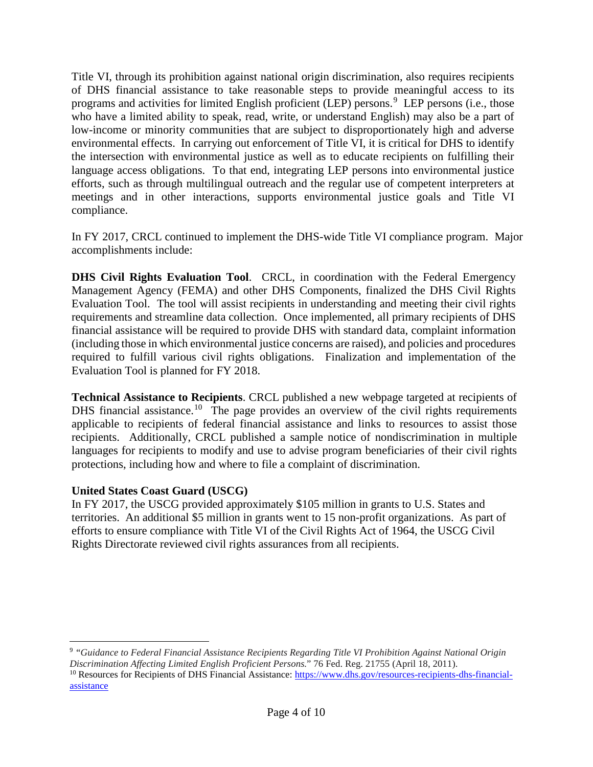Title VI, through its prohibition against national origin discrimination, also requires recipients of DHS financial assistance to take reasonable steps to provide meaningful access to its programs and activities for limited English proficient (LEP) persons.[9] LEP persons (i.e., those who have a limited ability to speak, read, write, or understand English) may also be a part of low-income or minority communities that are subject to disproportionately high and adverse environmental effects. In carrying out enforcement of Title VI, it is critical for DHS to identify the intersection with environmental justice as well as to educate recipients on fulfilling their language access obligations. To that end, integrating LEP persons into environmental justice efforts, such as through multilingual outreach and the regular use of competent interpreters at meetings and in other interactions, supports environmental justice goals and Title VI compliance.

In FY 2017, CRCL continued to implement the DHS-wide Title VI compliance program. Major accomplishments include:

**DHS Civil Rights Evaluation Tool**. CRCL, in coordination with the Federal Emergency Management Agency (FEMA) and other DHS Components, finalized the DHS Civil Rights Evaluation Tool. The tool will assist recipients in understanding and meeting their civil rights requirements and streamline data collection. Once implemented, all primary recipients of DHS financial assistance will be required to provide DHS with standard data, complaint information (including those in which environmental justice concerns are raised), and policies and procedures required to fulfill various civil rights obligations. Finalization and implementation of the Evaluation Tool is planned for FY 2018.

**Technical Assistance to Recipients**. CRCL published a new webpage targeted at recipients of DHS financial assistance.[10] The page provides an overview of the civil rights requirements applicable to recipients of federal financial assistance and links to resources to assist those recipients. Additionally, CRCL published a sample notice of nondiscrimination in multiple languages for recipients to modify and use to advise program beneficiaries of their civil rights protections, including how and where to file a complaint of discrimination.

**United States Coast Guard (USCG)**

In FY 2017, the USCG provided approximately $105 million in grants to U.S. States and territories. An additional $5 million in grants went to 15 non-profit organizations. As part of efforts to ensure compliance with Title VI of the Civil Rights Act of 1964, the USCG Civil Rights Directorate reviewed civil rights assurances from all recipients.

---

[9] "*Guidance to Federal Financial Assistance Recipients Regarding Title VI Prohibition Against National Origin Discrimination Affecting Limited English Proficient Persons.*" 76 Fed. Reg. 21755 (April 18, 2011).

[10] Resources for Recipients of DHS Financial Assistance: https://www.dhs.gov/resources-recipients-dhs-financial-assistance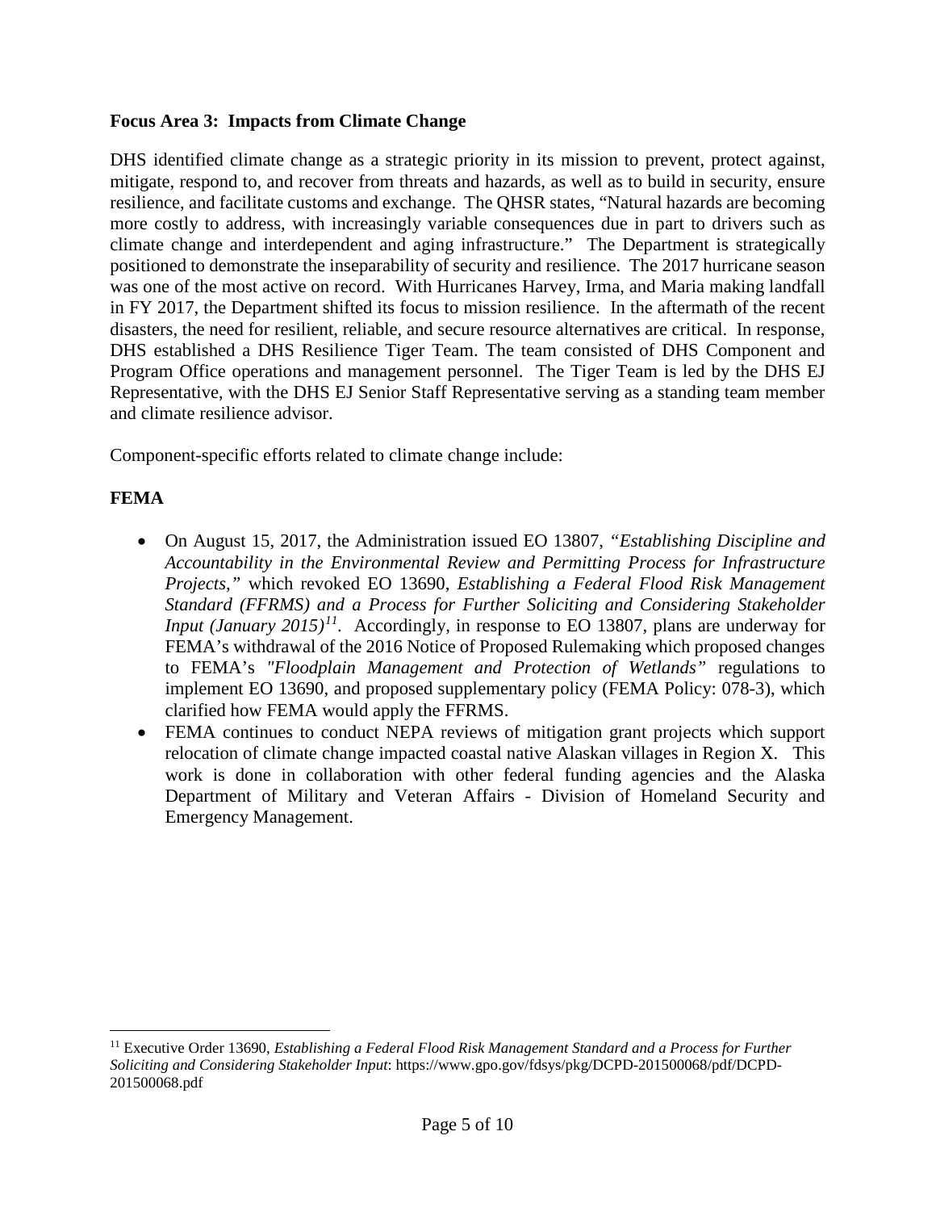**Focus Area 3: Impacts from Climate Change**

DHS identified climate change as a strategic priority in its mission to prevent, protect against, mitigate, respond to, and recover from threats and hazards, as well as to build in security, ensure resilience, and facilitate customs and exchange. The QHSR states, "Natural hazards are becoming more costly to address, with increasingly variable consequences due in part to drivers such as climate change and interdependent and aging infrastructure." The Department is strategically positioned to demonstrate the inseparability of security and resilience. The 2017 hurricane season was one of the most active on record. With Hurricanes Harvey, Irma, and Maria making landfall in FY 2017, the Department shifted its focus to mission resilience. In the aftermath of the recent disasters, the need for resilient, reliable, and secure resource alternatives are critical. In response, DHS established a DHS Resilience Tiger Team. The team consisted of DHS Component and Program Office operations and management personnel. The Tiger Team is led by the DHS EJ Representative, with the DHS EJ Senior Staff Representative serving as a standing team member and climate resilience advisor.

Component-specific efforts related to climate change include:

**FEMA**

- On August 15, 2017, the Administration issued EO 13807, *"Establishing Discipline and Accountability in the Environmental Review and Permitting Process for Infrastructure Projects,"* which revoked EO 13690, *Establishing a Federal Flood Risk Management Standard (FFRMS) and a Process for Further Soliciting and Considering Stakeholder Input (January 2015)*[11]. Accordingly, in response to EO 13807, plans are underway for FEMA's withdrawal of the 2016 Notice of Proposed Rulemaking which proposed changes to FEMA's *"Floodplain Management and Protection of Wetlands"* regulations to implement EO 13690, and proposed supplementary policy (FEMA Policy: 078-3), which clarified how FEMA would apply the FFRMS.
- FEMA continues to conduct NEPA reviews of mitigation grant projects which support relocation of climate change impacted coastal native Alaskan villages in Region X. This work is done in collaboration with other federal funding agencies and the Alaska Department of Military and Veteran Affairs - Division of Homeland Security and Emergency Management.

[11] Executive Order 13690, *Establishing a Federal Flood Risk Management Standard and a Process for Further Soliciting and Considering Stakeholder Input*: https://www.gpo.gov/fdsys/pkg/DCPD-201500068/pdf/DCPD-201500068.pdf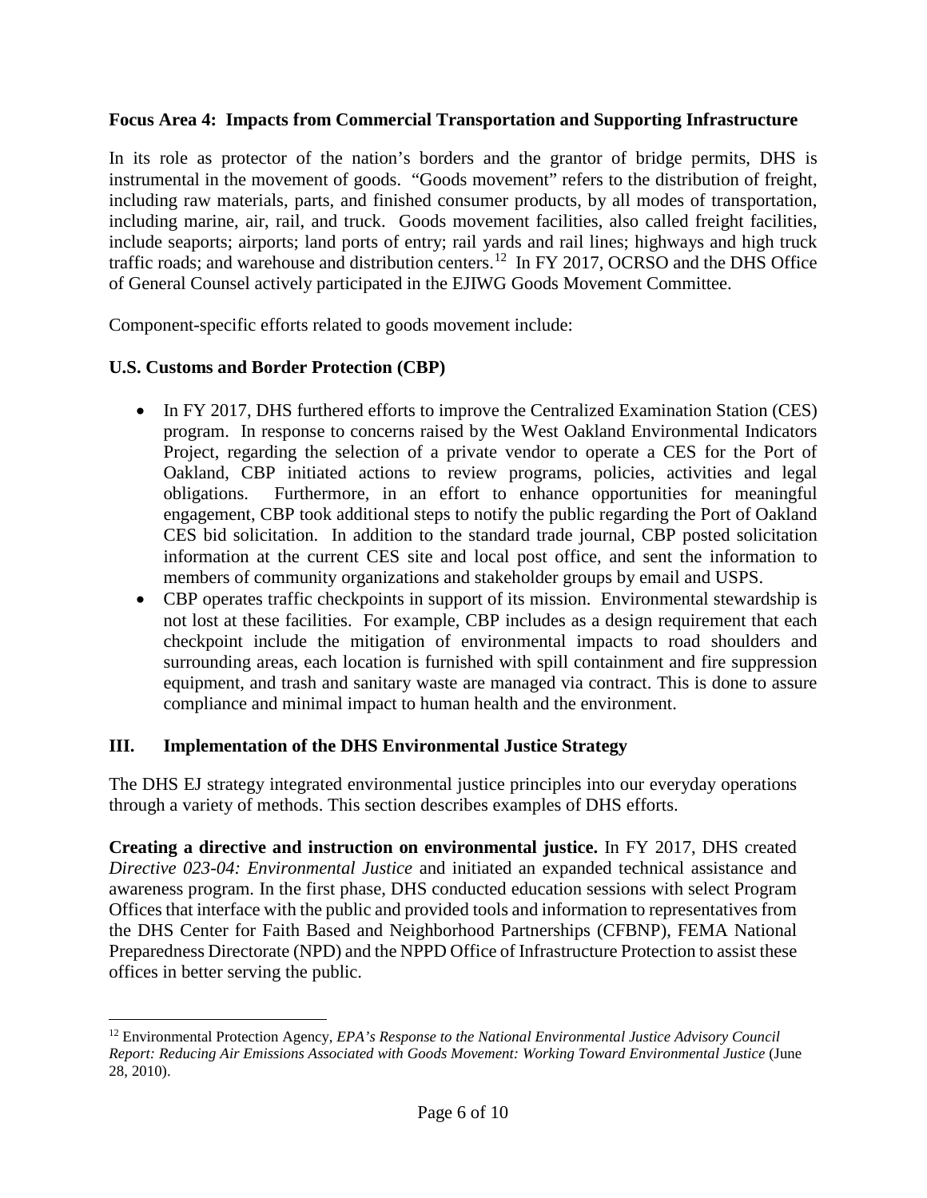**Focus Area 4: Impacts from Commercial Transportation and Supporting Infrastructure**

In its role as protector of the nation's borders and the grantor of bridge permits, DHS is instrumental in the movement of goods. "Goods movement" refers to the distribution of freight, including raw materials, parts, and finished consumer products, by all modes of transportation, including marine, air, rail, and truck. Goods movement facilities, also called freight facilities, include seaports; airports; land ports of entry; rail yards and rail lines; highways and high truck traffic roads; and warehouse and distribution centers.[12] In FY 2017, OCRSO and the DHS Office of General Counsel actively participated in the EJIWG Goods Movement Committee.

Component-specific efforts related to goods movement include:

**U.S. Customs and Border Protection (CBP)**

- In FY 2017, DHS furthered efforts to improve the Centralized Examination Station (CES) program. In response to concerns raised by the West Oakland Environmental Indicators Project, regarding the selection of a private vendor to operate a CES for the Port of Oakland, CBP initiated actions to review programs, policies, activities and legal obligations. Furthermore, in an effort to enhance opportunities for meaningful engagement, CBP took additional steps to notify the public regarding the Port of Oakland CES bid solicitation. In addition to the standard trade journal, CBP posted solicitation information at the current CES site and local post office, and sent the information to members of community organizations and stakeholder groups by email and USPS.
- CBP operates traffic checkpoints in support of its mission. Environmental stewardship is not lost at these facilities. For example, CBP includes as a design requirement that each checkpoint include the mitigation of environmental impacts to road shoulders and surrounding areas, each location is furnished with spill containment and fire suppression equipment, and trash and sanitary waste are managed via contract. This is done to assure compliance and minimal impact to human health and the environment.

## III. Implementation of the DHS Environmental Justice Strategy

The DHS EJ strategy integrated environmental justice principles into our everyday operations through a variety of methods. This section describes examples of DHS efforts.

**Creating a directive and instruction on environmental justice.** In FY 2017, DHS created *Directive 023-04: Environmental Justice* and initiated an expanded technical assistance and awareness program. In the first phase, DHS conducted education sessions with select Program Offices that interface with the public and provided tools and information to representatives from the DHS Center for Faith Based and Neighborhood Partnerships (CFBNP), FEMA National Preparedness Directorate (NPD) and the NPPD Office of Infrastructure Protection to assist these offices in better serving the public.

---

[12] Environmental Protection Agency, *EPA's Response to the National Environmental Justice Advisory Council Report: Reducing Air Emissions Associated with Goods Movement: Working Toward Environmental Justice* (June 28, 2010).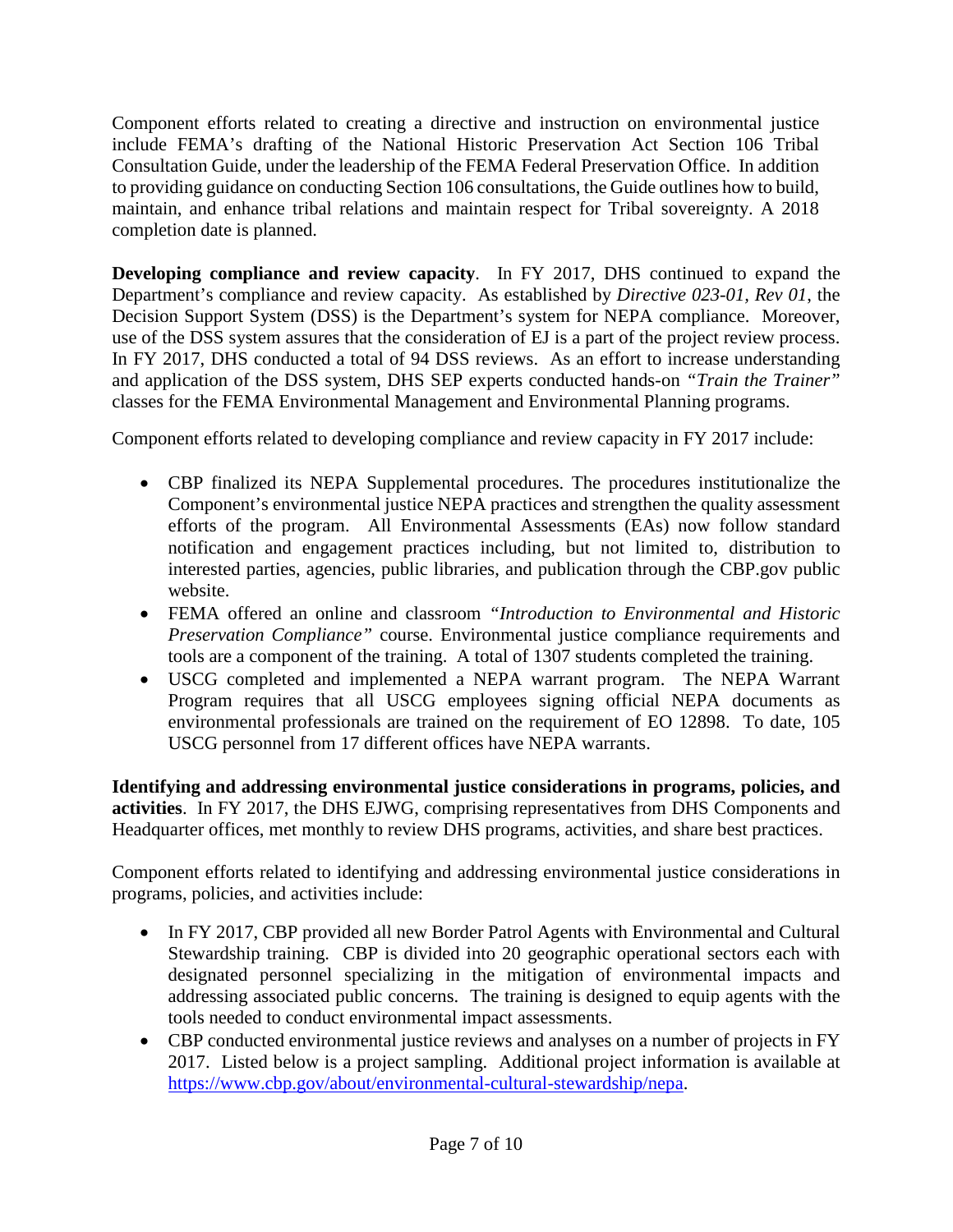Component efforts related to creating a directive and instruction on environmental justice include FEMA's drafting of the National Historic Preservation Act Section 106 Tribal Consultation Guide, under the leadership of the FEMA Federal Preservation Office. In addition to providing guidance on conducting Section 106 consultations, the Guide outlines how to build, maintain, and enhance tribal relations and maintain respect for Tribal sovereignty. A 2018 completion date is planned.

**Developing compliance and review capacity**. In FY 2017, DHS continued to expand the Department's compliance and review capacity. As established by *Directive 023-01, Rev 01*, the Decision Support System (DSS) is the Department's system for NEPA compliance. Moreover, use of the DSS system assures that the consideration of EJ is a part of the project review process. In FY 2017, DHS conducted a total of 94 DSS reviews. As an effort to increase understanding and application of the DSS system, DHS SEP experts conducted hands-on *"Train the Trainer"* classes for the FEMA Environmental Management and Environmental Planning programs.

Component efforts related to developing compliance and review capacity in FY 2017 include:

- CBP finalized its NEPA Supplemental procedures. The procedures institutionalize the Component's environmental justice NEPA practices and strengthen the quality assessment efforts of the program. All Environmental Assessments (EAs) now follow standard notification and engagement practices including, but not limited to, distribution to interested parties, agencies, public libraries, and publication through the CBP.gov public website.
- FEMA offered an online and classroom *"Introduction to Environmental and Historic Preservation Compliance"* course. Environmental justice compliance requirements and tools are a component of the training. A total of 1307 students completed the training.
- USCG completed and implemented a NEPA warrant program. The NEPA Warrant Program requires that all USCG employees signing official NEPA documents as environmental professionals are trained on the requirement of EO 12898. To date, 105 USCG personnel from 17 different offices have NEPA warrants.

**Identifying and addressing environmental justice considerations in programs, policies, and activities**. In FY 2017, the DHS EJWG, comprising representatives from DHS Components and Headquarter offices, met monthly to review DHS programs, activities, and share best practices.

Component efforts related to identifying and addressing environmental justice considerations in programs, policies, and activities include:

- In FY 2017, CBP provided all new Border Patrol Agents with Environmental and Cultural Stewardship training. CBP is divided into 20 geographic operational sectors each with designated personnel specializing in the mitigation of environmental impacts and addressing associated public concerns. The training is designed to equip agents with the tools needed to conduct environmental impact assessments.
- CBP conducted environmental justice reviews and analyses on a number of projects in FY 2017. Listed below is a project sampling. Additional project information is available at https://www.cbp.gov/about/environmental-cultural-stewardship/nepa.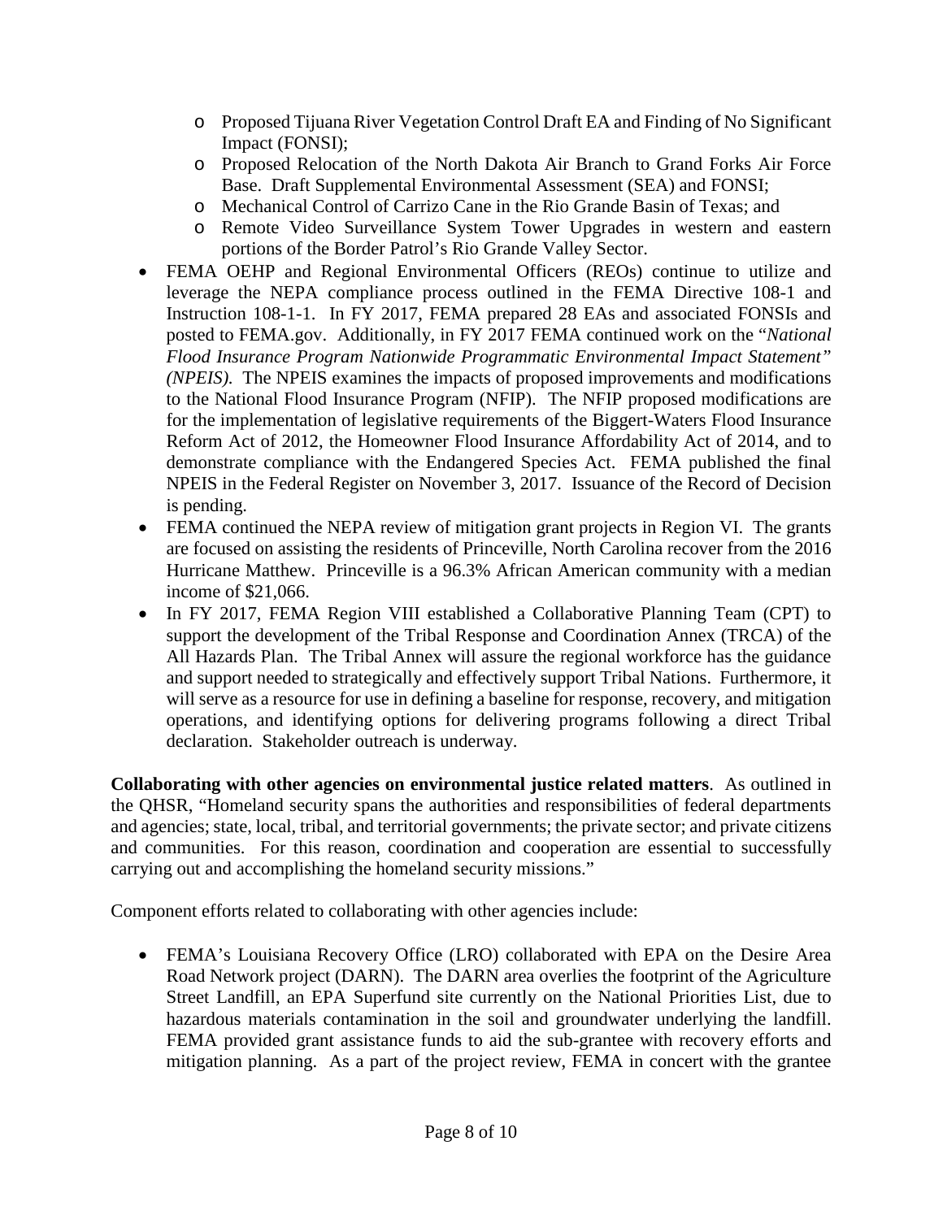- Proposed Tijuana River Vegetation Control Draft EA and Finding of No Significant Impact (FONSI);
  - Proposed Relocation of the North Dakota Air Branch to Grand Forks Air Force Base. Draft Supplemental Environmental Assessment (SEA) and FONSI;
  - Mechanical Control of Carrizo Cane in the Rio Grande Basin of Texas; and
  - Remote Video Surveillance System Tower Upgrades in western and eastern portions of the Border Patrol's Rio Grande Valley Sector.
- FEMA OEHP and Regional Environmental Officers (REOs) continue to utilize and leverage the NEPA compliance process outlined in the FEMA Directive 108-1 and Instruction 108-1-1. In FY 2017, FEMA prepared 28 EAs and associated FONSIs and posted to FEMA.gov. Additionally, in FY 2017 FEMA continued work on the "*National Flood Insurance Program Nationwide Programmatic Environmental Impact Statement" (NPEIS).* The NPEIS examines the impacts of proposed improvements and modifications to the National Flood Insurance Program (NFIP). The NFIP proposed modifications are for the implementation of legislative requirements of the Biggert-Waters Flood Insurance Reform Act of 2012, the Homeowner Flood Insurance Affordability Act of 2014, and to demonstrate compliance with the Endangered Species Act. FEMA published the final NPEIS in the Federal Register on November 3, 2017. Issuance of the Record of Decision is pending.
- FEMA continued the NEPA review of mitigation grant projects in Region VI. The grants are focused on assisting the residents of Princeville, North Carolina recover from the 2016 Hurricane Matthew. Princeville is a 96.3% African American community with a median income of $21,066.
- In FY 2017, FEMA Region VIII established a Collaborative Planning Team (CPT) to support the development of the Tribal Response and Coordination Annex (TRCA) of the All Hazards Plan. The Tribal Annex will assure the regional workforce has the guidance and support needed to strategically and effectively support Tribal Nations. Furthermore, it will serve as a resource for use in defining a baseline for response, recovery, and mitigation operations, and identifying options for delivering programs following a direct Tribal declaration. Stakeholder outreach is underway.

**Collaborating with other agencies on environmental justice related matters**. As outlined in the QHSR, "Homeland security spans the authorities and responsibilities of federal departments and agencies; state, local, tribal, and territorial governments; the private sector; and private citizens and communities. For this reason, coordination and cooperation are essential to successfully carrying out and accomplishing the homeland security missions."

Component efforts related to collaborating with other agencies include:

- FEMA's Louisiana Recovery Office (LRO) collaborated with EPA on the Desire Area Road Network project (DARN). The DARN area overlies the footprint of the Agriculture Street Landfill, an EPA Superfund site currently on the National Priorities List, due to hazardous materials contamination in the soil and groundwater underlying the landfill. FEMA provided grant assistance funds to aid the sub-grantee with recovery efforts and mitigation planning. As a part of the project review, FEMA in concert with the grantee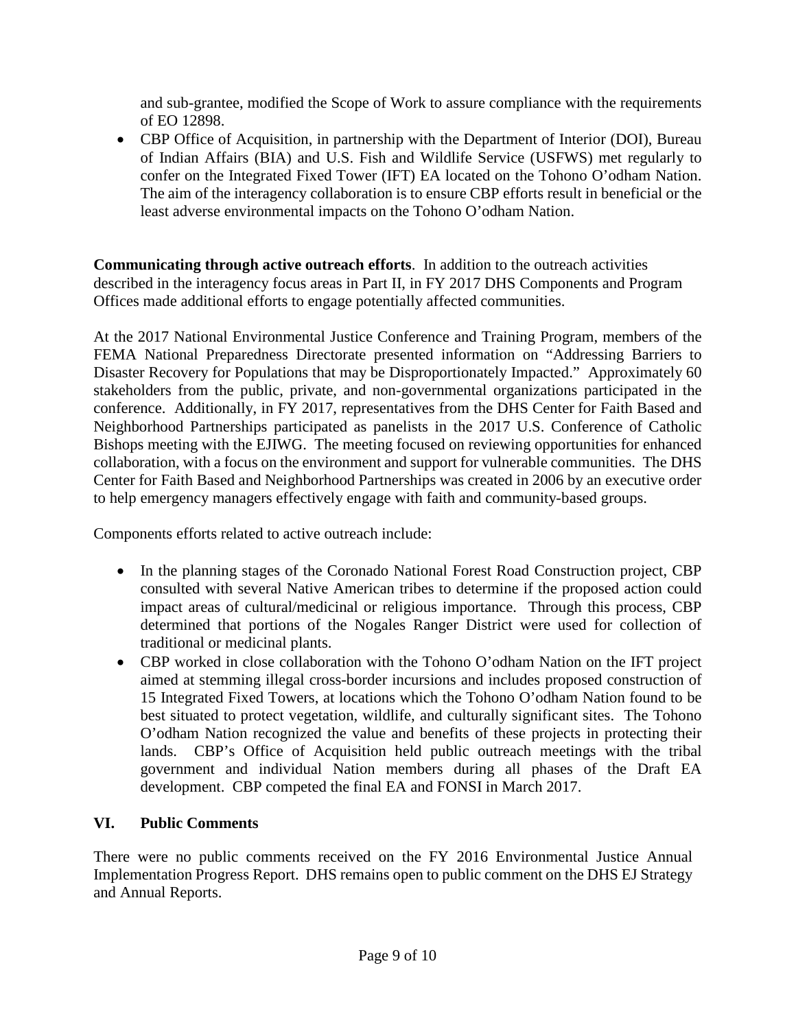and sub-grantee, modified the Scope of Work to assure compliance with the requirements of EO 12898.

- CBP Office of Acquisition, in partnership with the Department of Interior (DOI), Bureau of Indian Affairs (BIA) and U.S. Fish and Wildlife Service (USFWS) met regularly to confer on the Integrated Fixed Tower (IFT) EA located on the Tohono O'odham Nation. The aim of the interagency collaboration is to ensure CBP efforts result in beneficial or the least adverse environmental impacts on the Tohono O'odham Nation.

**Communicating through active outreach efforts**. In addition to the outreach activities described in the interagency focus areas in Part II, in FY 2017 DHS Components and Program Offices made additional efforts to engage potentially affected communities.

At the 2017 National Environmental Justice Conference and Training Program, members of the FEMA National Preparedness Directorate presented information on "Addressing Barriers to Disaster Recovery for Populations that may be Disproportionately Impacted." Approximately 60 stakeholders from the public, private, and non-governmental organizations participated in the conference. Additionally, in FY 2017, representatives from the DHS Center for Faith Based and Neighborhood Partnerships participated as panelists in the 2017 U.S. Conference of Catholic Bishops meeting with the EJIWG. The meeting focused on reviewing opportunities for enhanced collaboration, with a focus on the environment and support for vulnerable communities. The DHS Center for Faith Based and Neighborhood Partnerships was created in 2006 by an executive order to help emergency managers effectively engage with faith and community-based groups.

Components efforts related to active outreach include:

- In the planning stages of the Coronado National Forest Road Construction project, CBP consulted with several Native American tribes to determine if the proposed action could impact areas of cultural/medicinal or religious importance. Through this process, CBP determined that portions of the Nogales Ranger District were used for collection of traditional or medicinal plants.
- CBP worked in close collaboration with the Tohono O'odham Nation on the IFT project aimed at stemming illegal cross-border incursions and includes proposed construction of 15 Integrated Fixed Towers, at locations which the Tohono O'odham Nation found to be best situated to protect vegetation, wildlife, and culturally significant sites. The Tohono O'odham Nation recognized the value and benefits of these projects in protecting their lands. CBP's Office of Acquisition held public outreach meetings with the tribal government and individual Nation members during all phases of the Draft EA development. CBP competed the final EA and FONSI in March 2017.

## VI. Public Comments

There were no public comments received on the FY 2016 Environmental Justice Annual Implementation Progress Report. DHS remains open to public comment on the DHS EJ Strategy and Annual Reports.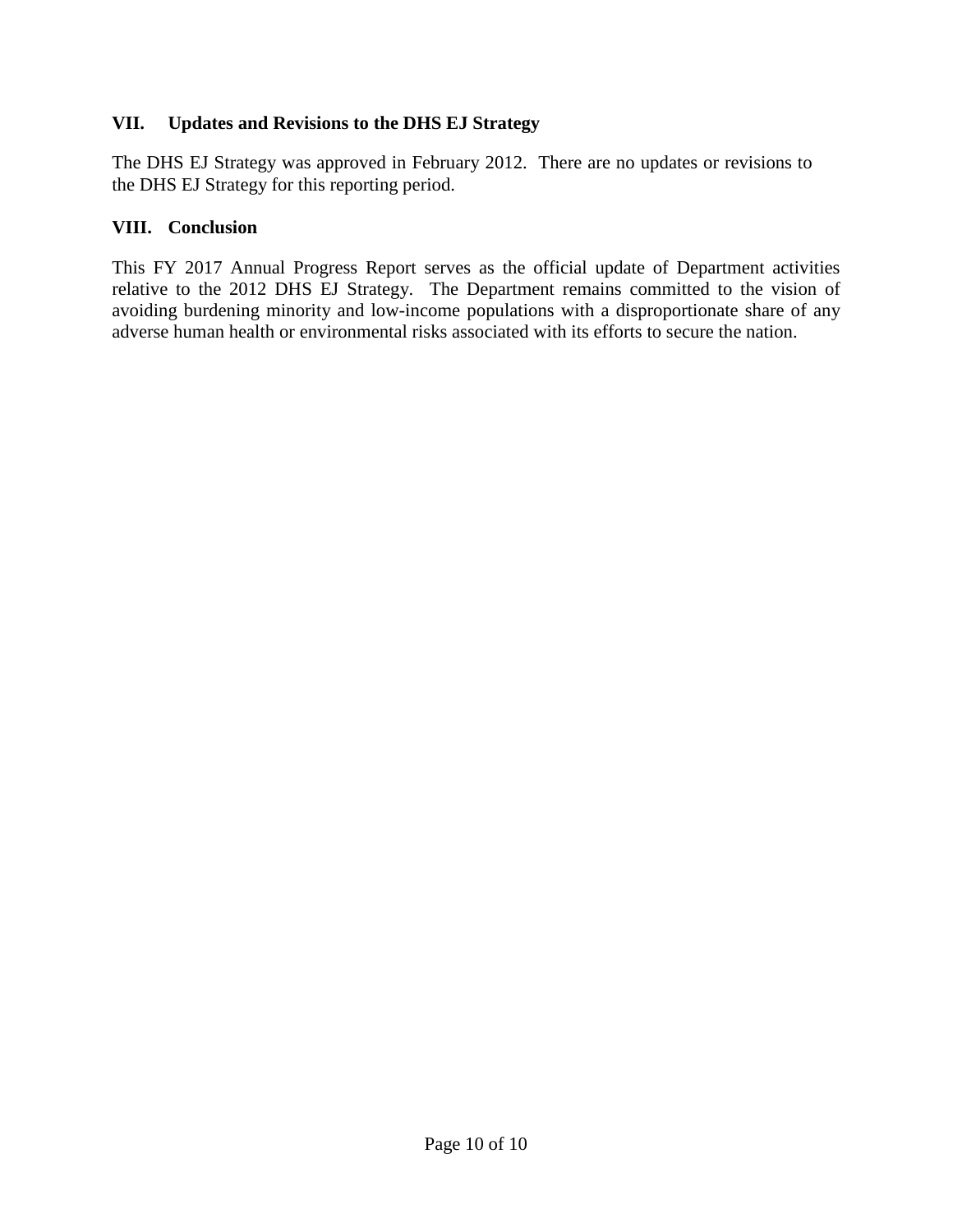## VII. Updates and Revisions to the DHS EJ Strategy

The DHS EJ Strategy was approved in February 2012. There are no updates or revisions to the DHS EJ Strategy for this reporting period.

## VIII. Conclusion

This FY 2017 Annual Progress Report serves as the official update of Department activities relative to the 2012 DHS EJ Strategy. The Department remains committed to the vision of avoiding burdening minority and low-income populations with a disproportionate share of any adverse human health or environmental risks associated with its efforts to secure the nation.